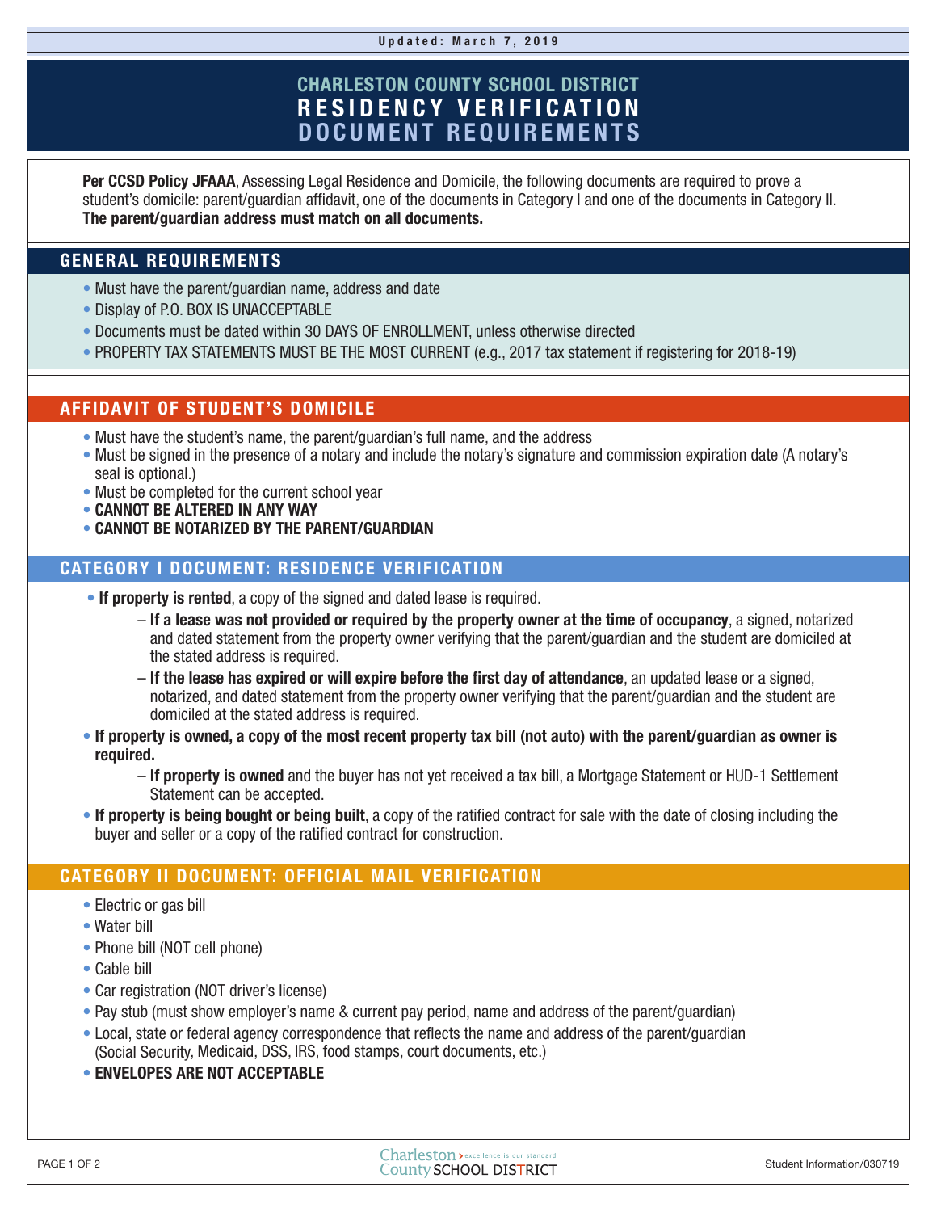Updated: March 7, 2019

# CHARLESTON COUNTY SCHOOL DISTRICT RESIDENCY VERIFICATION DOCUMENT REQUIREMENTS

**Per CCSD Policy JFAAA**, Assessing Legal Residence and Domicile, the following documents are required to prove a student's domicile: parent/guardian affidavit, one of the documents in Category I and one of the documents in Category II. **The parent/guardian address must match on all documents.**

## GENERAL REQUIREMENTS

- Must have the parent/guardian name, address and date
- Display of P.O. BOX IS UNACCEPTABLE
- Documents must be dated within 30 DAYS OF ENROLLMENT, unless otherwise directed
- PROPERTY TAX STATEMENTS MUST BE THE MOST CURRENT (e.g., 2017 tax statement if registering for 2018-19)

## AFFIDAVIT OF STUDENT'S DOMICILE

- Must have the student's name, the parent/guardian's full name, and the address
- Must be signed in the presence of a notary and include the notary's signature and commission expiration date (A notary's seal is optional.)
- Must be completed for the current school year
- **CANNOT BE ALTERED IN ANY WAY**
- **CANNOT BE NOTARIZED BY THE PARENT/GUARDIAN**

## CATEGORY I DOCUMENT: RESIDENCE VERIFICATION

- **If property is rented**, a copy of the signed and dated lease is required.
  - **If a lease was not provided or required by the property owner at the time of occupancy**, a signed, notarized and dated statement from the property owner verifying that the parent/guardian and the student are domiciled at the stated address is required.
  - **If the lease has expired or will expire before the first day of attendance**, an updated lease or a signed, notarized, and dated statement from the property owner verifying that the parent/guardian and the student are domiciled at the stated address is required.
- **If property is owned, a copy of the most recent property tax bill (not auto) with the parent/guardian as owner is required.**
  - **If property is owned** and the buyer has not yet received a tax bill, a Mortgage Statement or HUD-1 Settlement Statement can be accepted.
- **If property is being bought or being built**, a copy of the ratified contract for sale with the date of closing including the buyer and seller or a copy of the ratified contract for construction.

## CATEGORY II DOCUMENT: OFFICIAL MAIL VERIFICATION

- Electric or gas bill
- Water bill
- Phone bill (NOT cell phone)
- Cable bill
- Car registration (NOT driver's license)
- Pay stub (must show employer's name & current pay period, name and address of the parent/guardian)
- Local, state or federal agency correspondence that reflects the name and address of the parent/guardian (Social Security, Medicaid, DSS, IRS, food stamps, court documents, etc.)
- **ENVELOPES ARE NOT ACCEPTABLE**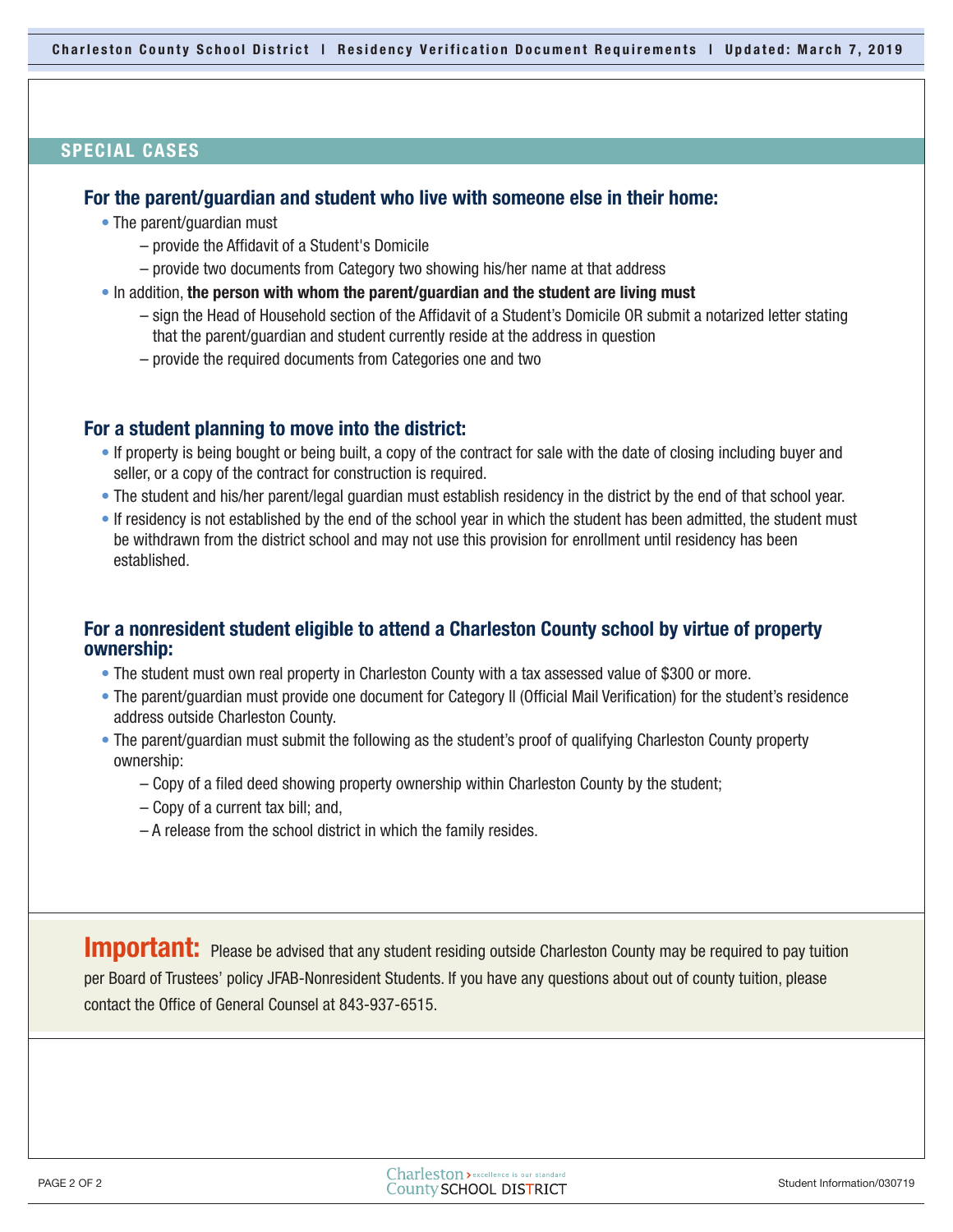## SPECIAL CASES

### For the parent/guardian and student who live with someone else in their home:

- The parent/guardian must
  - provide the Affidavit of a Student's Domicile
  - provide two documents from Category two showing his/her name at that address
- In addition, **the person with whom the parent/guardian and the student are living must**
  - sign the Head of Household section of the Affidavit of a Student's Domicile OR submit a notarized letter stating that the parent/guardian and student currently reside at the address in question
  - provide the required documents from Categories one and two

### For a student planning to move into the district:

- If property is being bought or being built, a copy of the contract for sale with the date of closing including buyer and seller, or a copy of the contract for construction is required.
- The student and his/her parent/legal guardian must establish residency in the district by the end of that school year.
- If residency is not established by the end of the school year in which the student has been admitted, the student must be withdrawn from the district school and may not use this provision for enrollment until residency has been established.

### For a nonresident student eligible to attend a Charleston County school by virtue of property ownership:

- The student must own real property in Charleston County with a tax assessed value of $300 or more.
- The parent/guardian must provide one document for Category II (Official Mail Verification) for the student's residence address outside Charleston County.
- The parent/guardian must submit the following as the student's proof of qualifying Charleston County property ownership:
  - Copy of a filed deed showing property ownership within Charleston County by the student;
  - Copy of a current tax bill; and,
  - A release from the school district in which the family resides.

**Important:** Please be advised that any student residing outside Charleston County may be required to pay tuition per Board of Trustees' policy JFAB-Nonresident Students. If you have any questions about out of county tuition, please contact the Office of General Counsel at 843-937-6515.